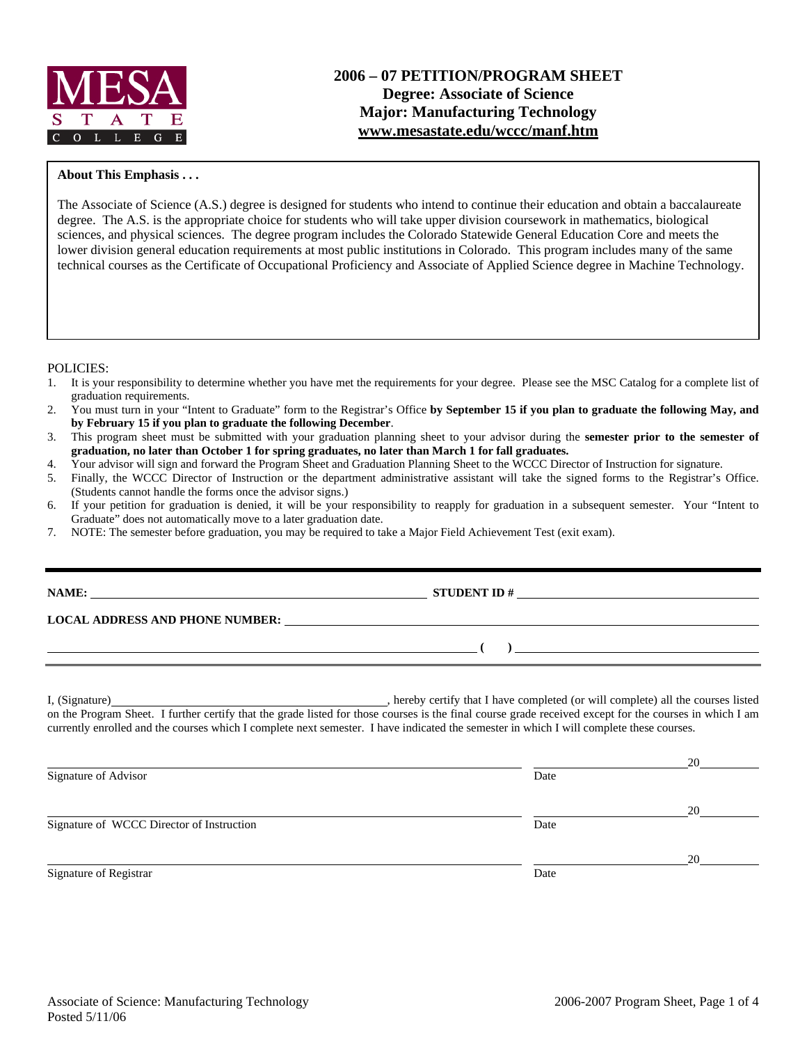# 2006 – 07 PETITION/PROGRAM SHEET
## Degree: Associate of Science
## Major: Manufacturing Technology
## www.mesastate.edu/wccc/manf.htm

**About This Emphasis . . .**

The Associate of Science (A.S.) degree is designed for students who intend to continue their education and obtain a baccalaureate degree. The A.S. is the appropriate choice for students who will take upper division coursework in mathematics, biological sciences, and physical sciences. The degree program includes the Colorado Statewide General Education Core and meets the lower division general education requirements at most public institutions in Colorado. This program includes many of the same technical courses as the Certificate of Occupational Proficiency and Associate of Applied Science degree in Machine Technology.

POLICIES:

1. It is your responsibility to determine whether you have met the requirements for your degree. Please see the MSC Catalog for a complete list of graduation requirements.
2. You must turn in your "Intent to Graduate" form to the Registrar's Office **by September 15 if you plan to graduate the following May, and by February 15 if you plan to graduate the following December**.
3. This program sheet must be submitted with your graduation planning sheet to your advisor during the **semester prior to the semester of graduation, no later than October 1 for spring graduates, no later than March 1 for fall graduates.**
4. Your advisor will sign and forward the Program Sheet and Graduation Planning Sheet to the WCCC Director of Instruction for signature.
5. Finally, the WCCC Director of Instruction or the department administrative assistant will take the signed forms to the Registrar's Office. (Students cannot handle the forms once the advisor signs.)
6. If your petition for graduation is denied, it will be your responsibility to reapply for graduation in a subsequent semester. Your "Intent to Graduate" does not automatically move to a later graduation date.
7. NOTE: The semester before graduation, you may be required to take a Major Field Achievement Test (exit exam).

---

**NAME:** ______________________________ **STUDENT ID #** ______________________________

**LOCAL ADDRESS AND PHONE NUMBER:** ______________________________

______________________________ **( )** ______________________________

I, (Signature)______________________________, hereby certify that I have completed (or will complete) all the courses listed on the Program Sheet. I further certify that the grade listed for those courses is the final course grade received except for the courses in which I am currently enrolled and the courses which I complete next semester. I have indicated the semester in which I will complete these courses.

______________________________ ______________20______
Signature of Advisor Date

______________________________ ______________20______
Signature of WCCC Director of Instruction Date

______________________________ ______________20______
Signature of Registrar Date

Associate of Science: Manufacturing Technology
Posted 5/11/06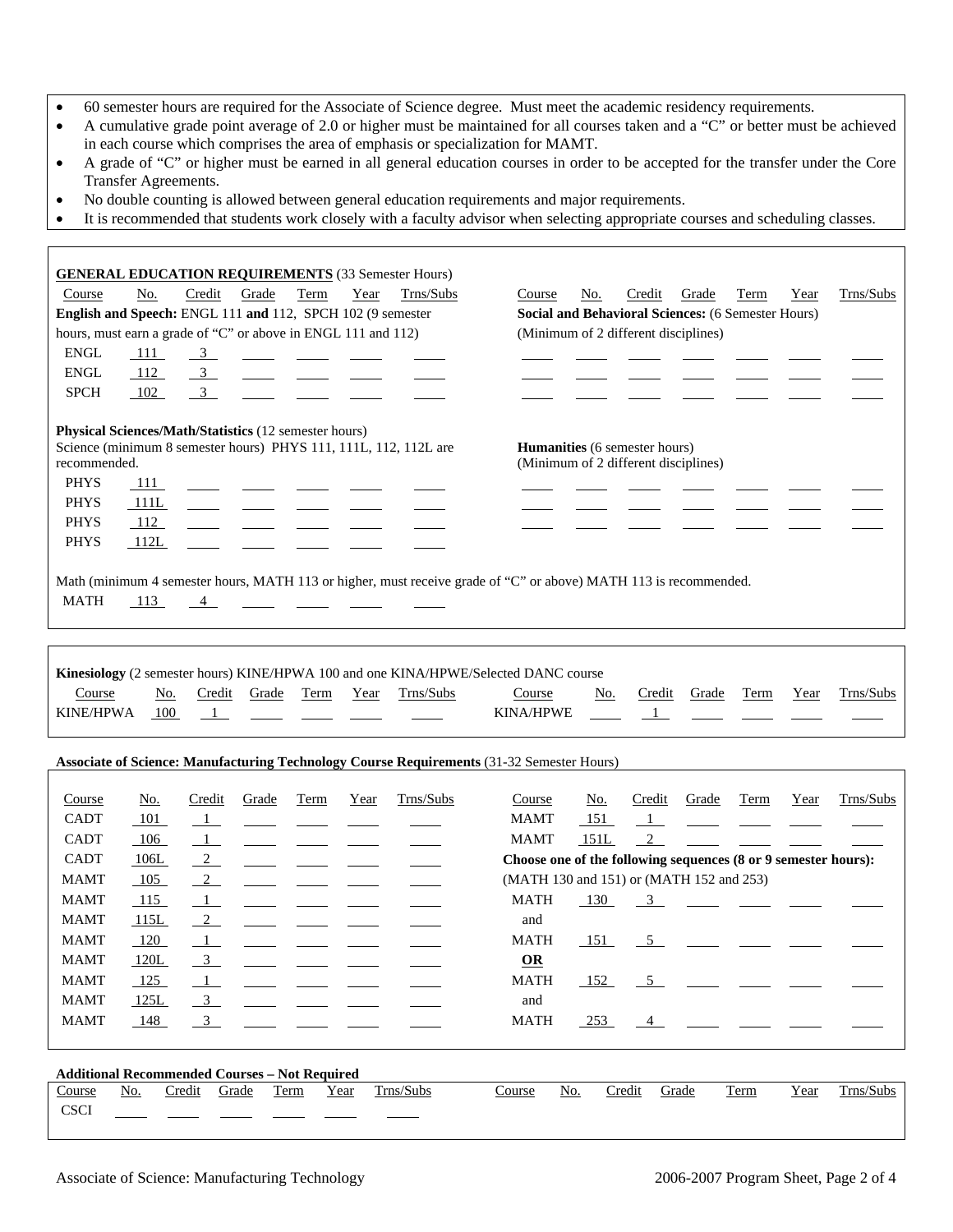- 60 semester hours are required for the Associate of Science degree. Must meet the academic residency requirements.
- A cumulative grade point average of 2.0 or higher must be maintained for all courses taken and a "C" or better must be achieved in each course which comprises the area of emphasis or specialization for MAMT.
- A grade of "C" or higher must be earned in all general education courses in order to be accepted for the transfer under the Core Transfer Agreements.
- No double counting is allowed between general education requirements and major requirements.
- It is recommended that students work closely with a faculty advisor when selecting appropriate courses and scheduling classes.

**GENERAL EDUCATION REQUIREMENTS** (33 Semester Hours)

**English and Speech:** ENGL 111 **and** 112, SPCH 102 (9 semester hours, must earn a grade of "C" or above in ENGL 111 and 112)

| Course | No. | Credit | Grade | Term | Year | Trns/Subs |
|---|---|---|---|---|---|---|
| ENGL | 111 | 3 | | | | |
| ENGL | 112 | 3 | | | | |
| SPCH | 102 | 3 | | | | |

**Physical Sciences/Math/Statistics** (12 semester hours)

Science (minimum 8 semester hours) PHYS 111, 111L, 112, 112L are recommended.

| Course | No. | Credit | Grade | Term | Year | Trns/Subs |
|---|---|---|---|---|---|---|
| PHYS | 111 | | | | | |
| PHYS | 111L | | | | | |
| PHYS | 112 | | | | | |
| PHYS | 112L | | | | | |

Math (minimum 4 semester hours, MATH 113 or higher, must receive grade of "C" or above) MATH 113 is recommended.

| Course | No. | Credit | Grade | Term | Year | Trns/Subs |
|---|---|---|---|---|---|---|
| MATH | 113 | 4 | | | | |

**Social and Behavioral Sciences:** (6 Semester Hours) (Minimum of 2 different disciplines)

| Course | No. | Credit | Grade | Term | Year | Trns/Subs |
|---|---|---|---|---|---|---|
| | | | | | | |
| | | | | | | |
| | | | | | | |

**Humanities** (6 semester hours) (Minimum of 2 different disciplines)

| Course | No. | Credit | Grade | Term | Year | Trns/Subs |
|---|---|---|---|---|---|---|
| | | | | | | |
| | | | | | | |
| | | | | | | |

**Kinesiology** (2 semester hours) KINE/HPWA 100 and one KINA/HPWE/Selected DANC course

| Course | No. | Credit | Grade | Term | Year | Trns/Subs |
|---|---|---|---|---|---|---|
| KINE/HPWA | 100 | 1 | | | | |
| KINA/HPWE | | 1 | | | | |

**Associate of Science: Manufacturing Technology Course Requirements** (31-32 Semester Hours)

| Course | No. | Credit | Grade | Term | Year | Trns/Subs |
|---|---|---|---|---|---|---|
| CADT | 101 | 1 | | | | |
| CADT | 106 | 1 | | | | |
| CADT | 106L | 2 | | | | |
| MAMT | 105 | 2 | | | | |
| MAMT | 115 | 1 | | | | |
| MAMT | 115L | 2 | | | | |
| MAMT | 120 | 1 | | | | |
| MAMT | 120L | 3 | | | | |
| MAMT | 125 | 1 | | | | |
| MAMT | 125L | 3 | | | | |
| MAMT | 148 | 3 | | | | |
| MAMT | 151 | 1 | | | | |
| MAMT | 151L | 2 | | | | |

**Choose one of the following sequences (8 or 9 semester hours):**
(MATH 130 and 151) or (MATH 152 and 253)

| Course | No. | Credit | Grade | Term | Year | Trns/Subs |
|---|---|---|---|---|---|---|
| MATH | 130 | 3 | | | | |
| and | | | | | | |
| MATH | 151 | 5 | | | | |
| **OR** | | | | | | |
| MATH | 152 | 5 | | | | |
| and | | | | | | |
| MATH | 253 | 4 | | | | |

**Additional Recommended Courses – Not Required**

| Course | No. | Credit | Grade | Term | Year | Trns/Subs |
|---|---|---|---|---|---|---|
| CSCI | | | | | | |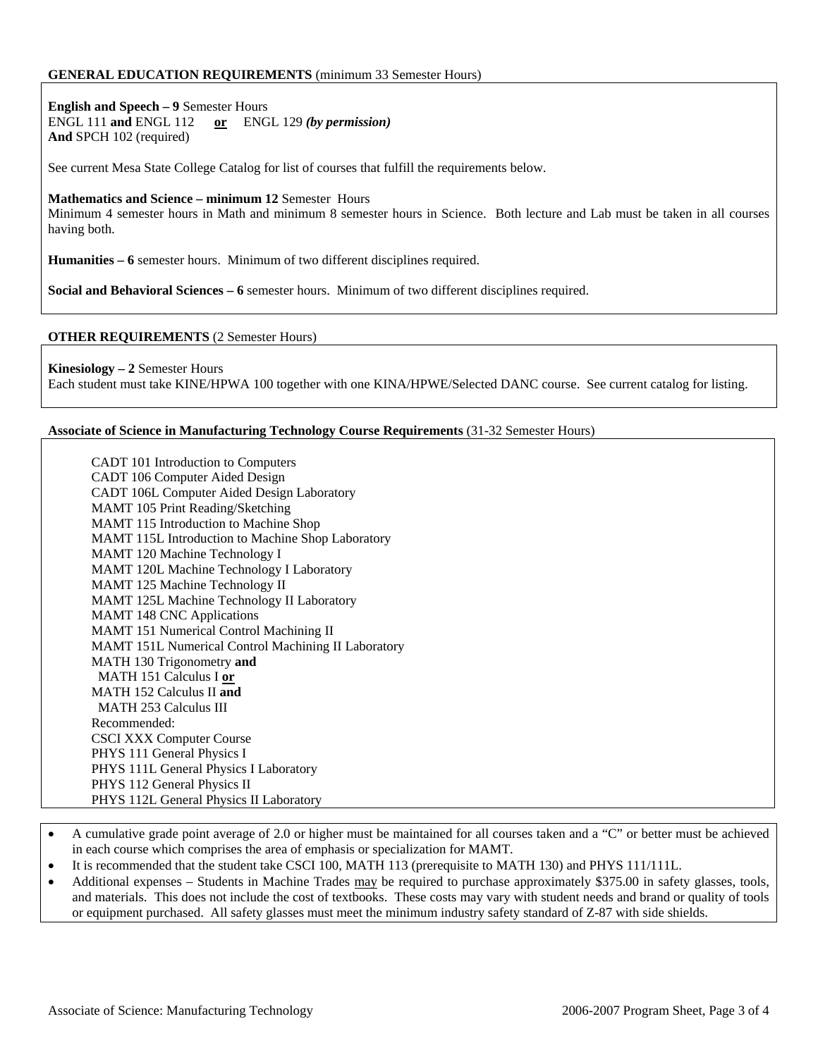## GENERAL EDUCATION REQUIREMENTS (minimum 33 Semester Hours)

**English and Speech – 9** Semester Hours
ENGL 111 **and** ENGL 112 **<u>or</u>** ENGL 129 ***(by permission)***
**And** SPCH 102 (required)

See current Mesa State College Catalog for list of courses that fulfill the requirements below.

**Mathematics and Science – minimum 12** Semester Hours
Minimum 4 semester hours in Math and minimum 8 semester hours in Science. Both lecture and Lab must be taken in all courses having both.

**Humanities – 6** semester hours. Minimum of two different disciplines required.

**Social and Behavioral Sciences – 6** semester hours. Minimum of two different disciplines required.

## OTHER REQUIREMENTS (2 Semester Hours)

**Kinesiology – 2** Semester Hours
Each student must take KINE/HPWA 100 together with one KINA/HPWE/Selected DANC course. See current catalog for listing.

## Associate of Science in Manufacturing Technology Course Requirements (31-32 Semester Hours)

CADT 101 Introduction to Computers
CADT 106 Computer Aided Design
CADT 106L Computer Aided Design Laboratory
MAMT 105 Print Reading/Sketching
MAMT 115 Introduction to Machine Shop
MAMT 115L Introduction to Machine Shop Laboratory
MAMT 120 Machine Technology I
MAMT 120L Machine Technology I Laboratory
MAMT 125 Machine Technology II
MAMT 125L Machine Technology II Laboratory
MAMT 148 CNC Applications
MAMT 151 Numerical Control Machining II
MAMT 151L Numerical Control Machining II Laboratory
MATH 130 Trigonometry **and**
MATH 151 Calculus I **<u>or</u>**
MATH 152 Calculus II **and**
MATH 253 Calculus III
Recommended:
CSCI XXX Computer Course
PHYS 111 General Physics I
PHYS 111L General Physics I Laboratory
PHYS 112 General Physics II
PHYS 112L General Physics II Laboratory

- A cumulative grade point average of 2.0 or higher must be maintained for all courses taken and a "C" or better must be achieved in each course which comprises the area of emphasis or specialization for MAMT.
- It is recommended that the student take CSCI 100, MATH 113 (prerequisite to MATH 130) and PHYS 111/111L.
- Additional expenses – Students in Machine Trades <u>may</u> be required to purchase approximately $375.00 in safety glasses, tools, and materials. This does not include the cost of textbooks. These costs may vary with student needs and brand or quality of tools or equipment purchased. All safety glasses must meet the minimum industry safety standard of Z-87 with side shields.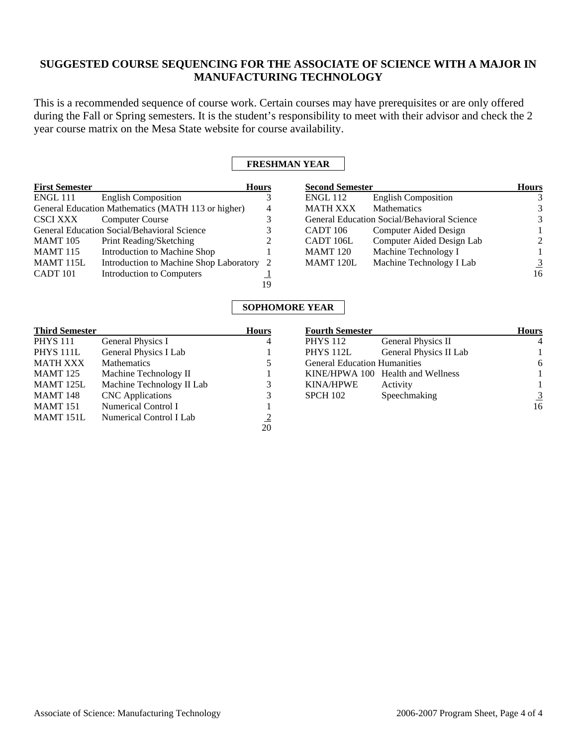## SUGGESTED COURSE SEQUENCING FOR THE ASSOCIATE OF SCIENCE WITH A MAJOR IN MANUFACTURING TECHNOLOGY

This is a recommended sequence of course work. Certain courses may have prerequisites or are only offered during the Fall or Spring semesters. It is the student's responsibility to meet with their advisor and check the 2 year course matrix on the Mesa State website for course availability.

### FRESHMAN YEAR

| First Semester | | Hours |
|---|---|---|
| ENGL 111 | English Composition | 3 |
| General Education Mathematics (MATH 113 or higher) | | 4 |
| CSCI XXX | Computer Course | 3 |
| General Education Social/Behavioral Science | | 3 |
| MAMT 105 | Print Reading/Sketching | 2 |
| MAMT 115 | Introduction to Machine Shop | 1 |
| MAMT 115L | Introduction to Machine Shop Laboratory | 2 |
| CADT 101 | Introduction to Computers | 1 |
| | | 19 |

| Second Semester | | Hours |
|---|---|---|
| ENGL 112 | English Composition | 3 |
| MATH XXX | Mathematics | 3 |
| General Education Social/Behavioral Science | | 3 |
| CADT 106 | Computer Aided Design | 1 |
| CADT 106L | Computer Aided Design Lab | 2 |
| MAMT 120 | Machine Technology I | 1 |
| MAMT 120L | Machine Technology I Lab | 3 |
| | | 16 |

### SOPHOMORE YEAR

| Third Semester | | Hours |
|---|---|---|
| PHYS 111 | General Physics I | 4 |
| PHYS 111L | General Physics I Lab | 1 |
| MATH XXX | Mathematics | 5 |
| MAMT 125 | Machine Technology II | 1 |
| MAMT 125L | Machine Technology II Lab | 3 |
| MAMT 148 | CNC Applications | 3 |
| MAMT 151 | Numerical Control I | 1 |
| MAMT 151L | Numerical Control I Lab | 2 |
| | | 20 |

| Fourth Semester | | Hours |
|---|---|---|
| PHYS 112 | General Physics II | 4 |
| PHYS 112L | General Physics II Lab | 1 |
| General Education Humanities | | 6 |
| KINE/HPWA 100 | Health and Wellness | 1 |
| KINA/HPWE | Activity | 1 |
| SPCH 102 | Speechmaking | 3 |
| | | 16 |